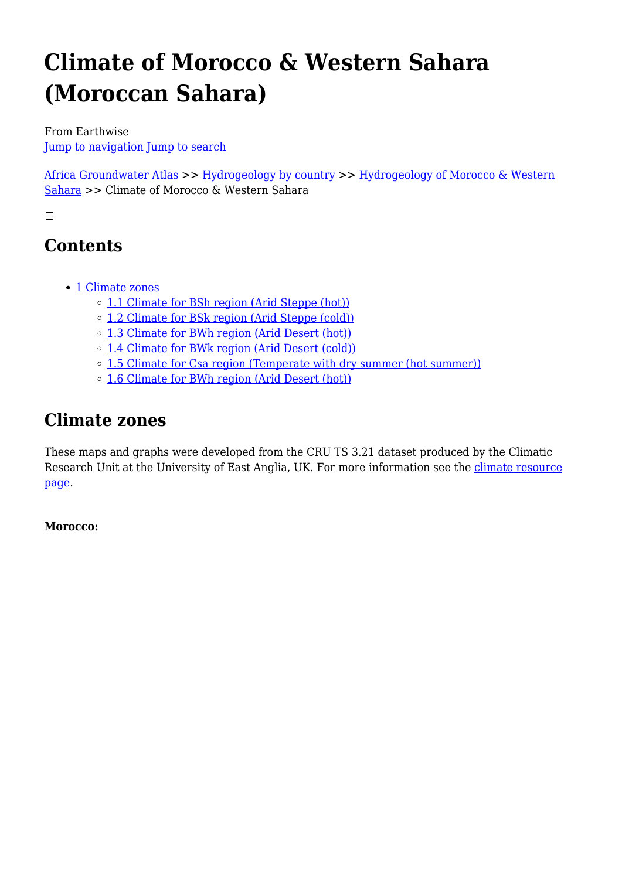# Climate of Morocco & Western Sahara (Moroccan Sahara)

From Earthwise
Jump to navigation Jump to search

Africa Groundwater Atlas >> Hydrogeology by country >> Hydrogeology of Morocco & Western Sahara >> Climate of Morocco & Western Sahara

## Contents

- 1 Climate zones
  - 1.1 Climate for BSh region (Arid Steppe (hot))
  - 1.2 Climate for BSk region (Arid Steppe (cold))
  - 1.3 Climate for BWh region (Arid Desert (hot))
  - 1.4 Climate for BWk region (Arid Desert (cold))
  - 1.5 Climate for Csa region (Temperate with dry summer (hot summer))
  - 1.6 Climate for BWh region (Arid Desert (hot))

## Climate zones

These maps and graphs were developed from the CRU TS 3.21 dataset produced by the Climatic Research Unit at the University of East Anglia, UK. For more information see the climate resource page.

**Morocco:**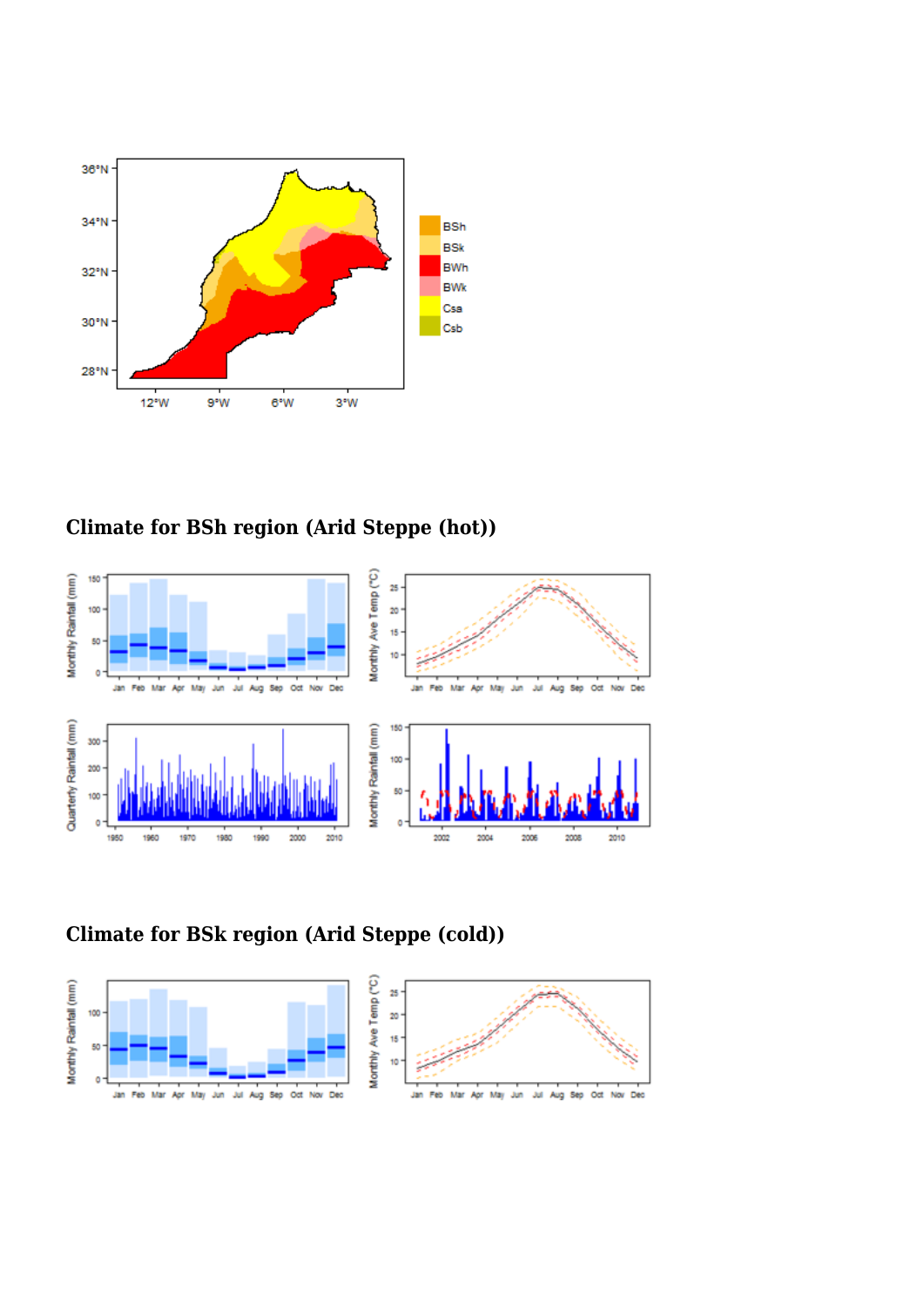## Climate for BSh region (Arid Steppe (hot))

## Climate for BSk region (Arid Steppe (cold))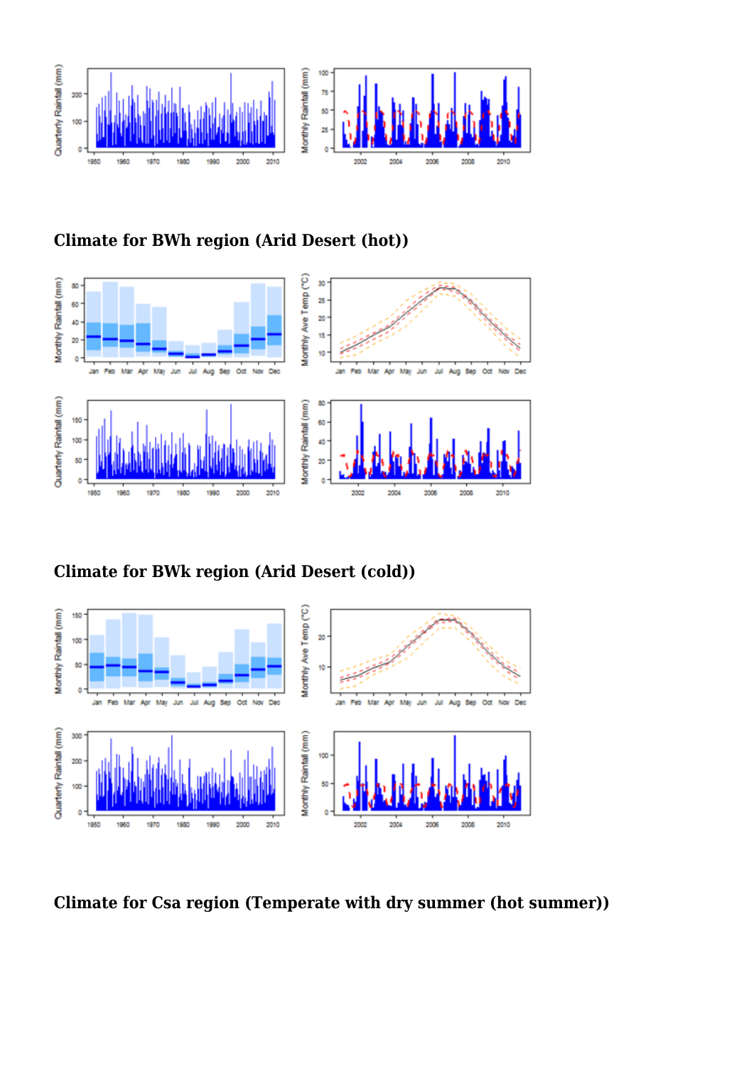## Climate for BWh region (Arid Desert (hot))

## Climate for BWk region (Arid Desert (cold))

## Climate for Csa region (Temperate with dry summer (hot summer))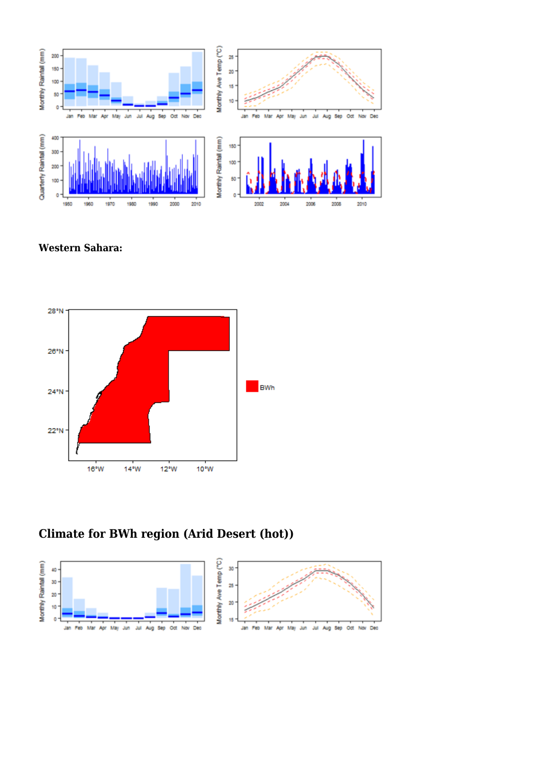**Western Sahara:**

## Climate for BWh region (Arid Desert (hot))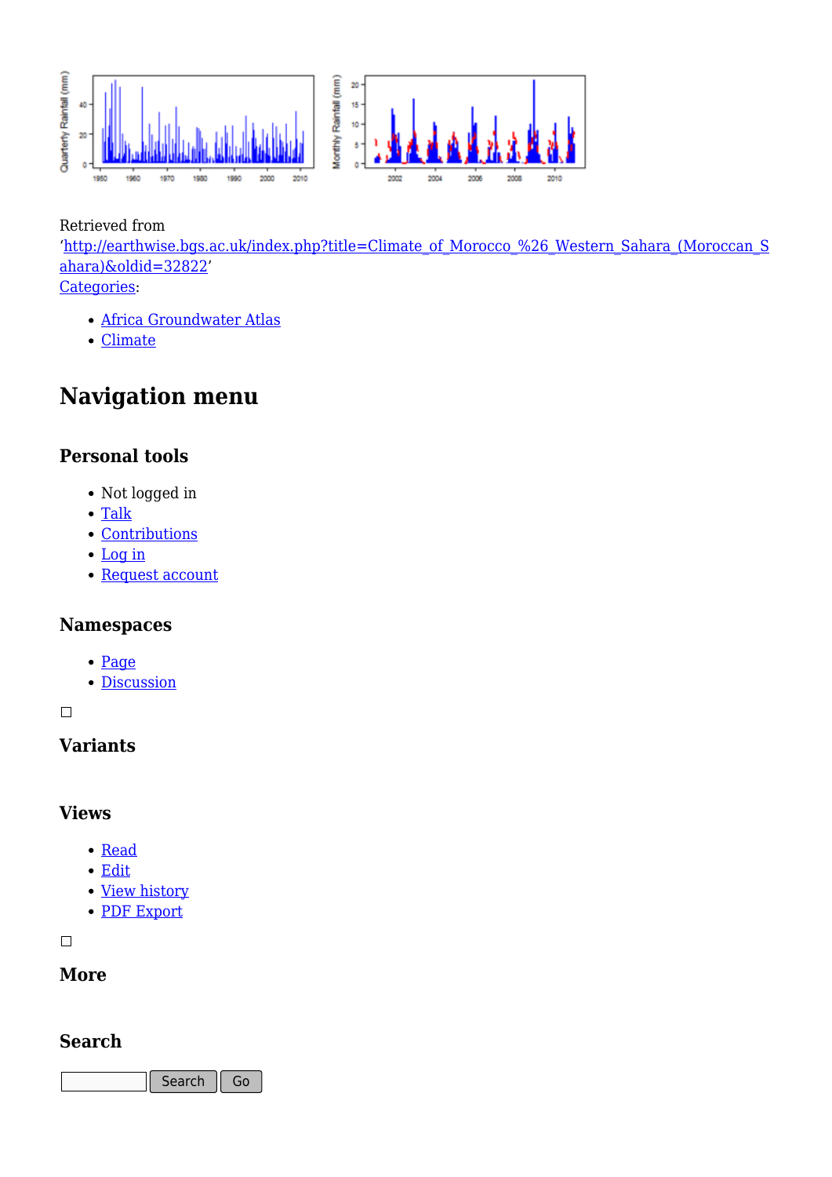Retrieved from
'[http://earthwise.bgs.ac.uk/index.php?title=Climate_of_Morocco_%26_Western_Sahara_(Moroccan_Sahara)&oldid=32822](http://earthwise.bgs.ac.uk/index.php?title=Climate_of_Morocco_%26_Western_Sahara_(Moroccan_Sahara)&oldid=32822)'
Categories:

- Africa Groundwater Atlas
- Climate

# Navigation menu

## Personal tools

- Not logged in
- Talk
- Contributions
- Log in
- Request account

## Namespaces

- Page
- Discussion

## Variants

## Views

- Read
- Edit
- View history
- PDF Export

## More

## Search

Search Go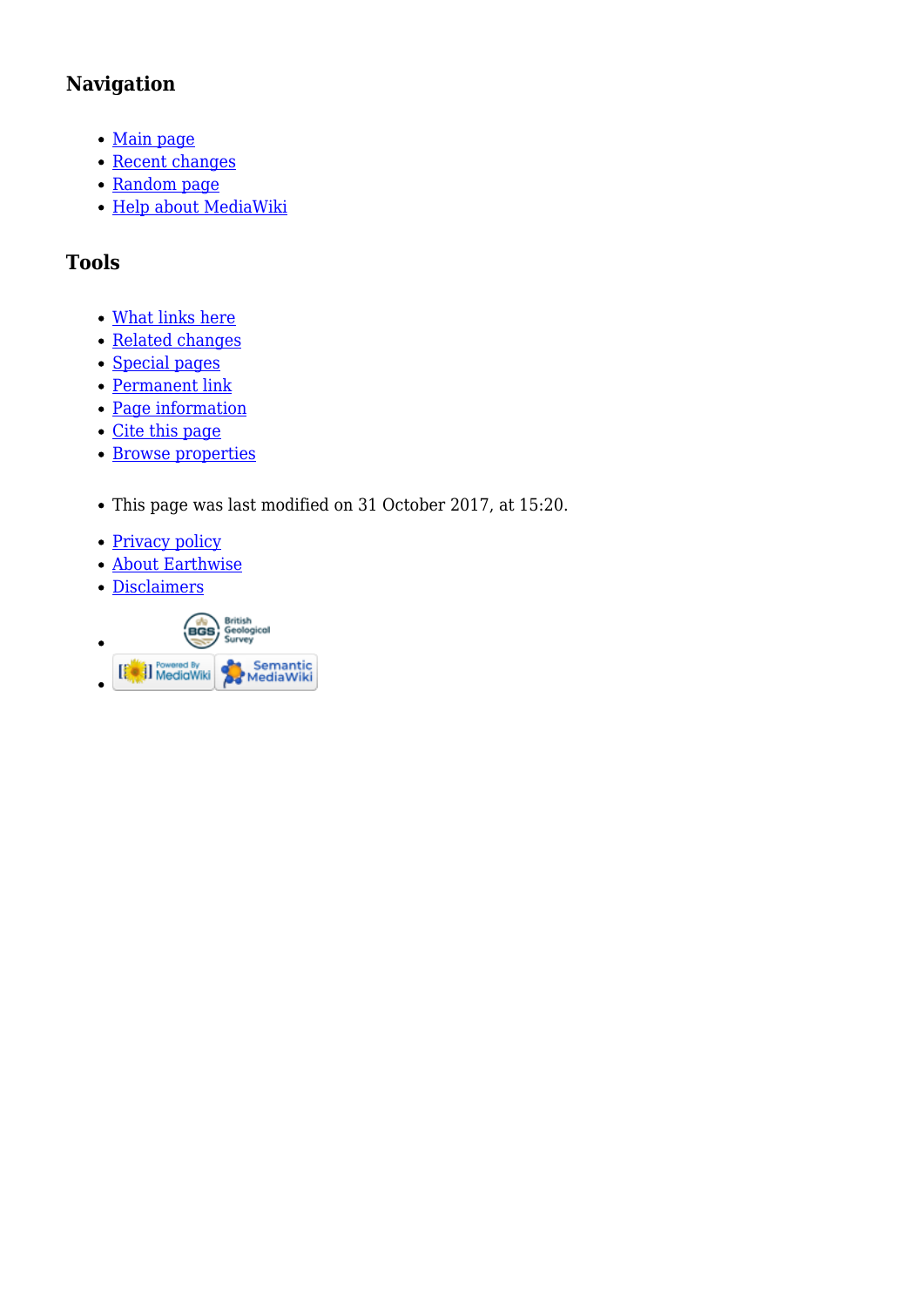## Navigation

- Main page
- Recent changes
- Random page
- Help about MediaWiki

## Tools

- What links here
- Related changes
- Special pages
- Permanent link
- Page information
- Cite this page
- Browse properties

- This page was last modified on 31 October 2017, at 15:20.

- Privacy policy
- About Earthwise
- Disclaimers